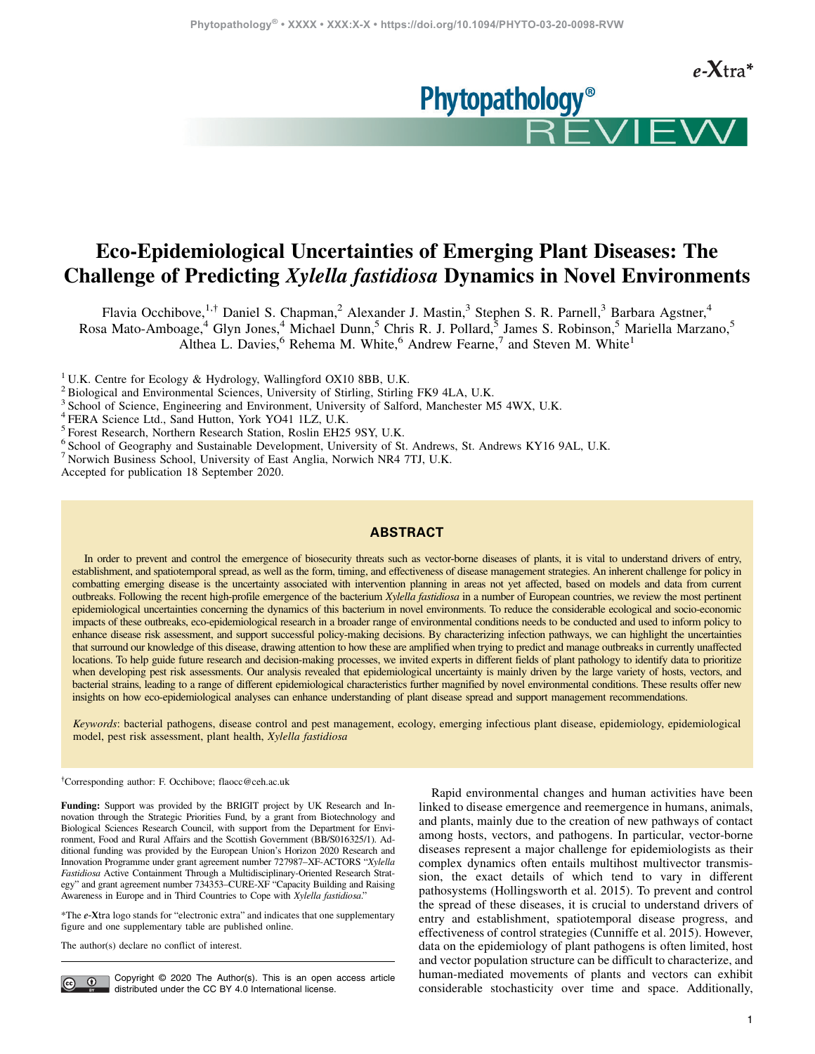# Eco-Epidemiological Uncertainties of Emerging Plant Diseases: The Challenge of Predicting *Xylella fastidiosa* Dynamics in Novel Environments

Flavia Occhibove,[1,†] Daniel S. Chapman,[2] Alexander J. Mastin,[3] Stephen S. R. Parnell,[3] Barbara Agstner,[4] Rosa Mato-Amboage,[4] Glyn Jones,[4] Michael Dunn,[5] Chris R. J. Pollard,[5] James S. Robinson,[5] Mariella Marzano,[5] Althea L. Davies,[6] Rehema M. White,[6] Andrew Fearne,[7] and Steven M. White[1]

[1] U.K. Centre for Ecology & Hydrology, Wallingford OX10 8BB, U.K.
[2] Biological and Environmental Sciences, University of Stirling, Stirling FK9 4LA, U.K.
[3] School of Science, Engineering and Environment, University of Salford, Manchester M5 4WX, U.K.
[4] FERA Science Ltd., Sand Hutton, York YO41 1LZ, U.K.
[5] Forest Research, Northern Research Station, Roslin EH25 9SY, U.K.
[6] School of Geography and Sustainable Development, University of St. Andrews, St. Andrews KY16 9AL, U.K.
[7] Norwich Business School, University of East Anglia, Norwich NR4 7TJ, U.K.

Accepted for publication 18 September 2020.

## ABSTRACT

In order to prevent and control the emergence of biosecurity threats such as vector-borne diseases of plants, it is vital to understand drivers of entry, establishment, and spatiotemporal spread, as well as the form, timing, and effectiveness of disease management strategies. An inherent challenge for policy in combatting emerging disease is the uncertainty associated with intervention planning in areas not yet affected, based on models and data from current outbreaks. Following the recent high-profile emergence of the bacterium *Xylella fastidiosa* in a number of European countries, we review the most pertinent epidemiological uncertainties concerning the dynamics of this bacterium in novel environments. To reduce the considerable ecological and socio-economic impacts of these outbreaks, eco-epidemiological research in a broader range of environmental conditions needs to be conducted and used to inform policy to enhance disease risk assessment, and support successful policy-making decisions. By characterizing infection pathways, we can highlight the uncertainties that surround our knowledge of this disease, drawing attention to how these are amplified when trying to predict and manage outbreaks in currently unaffected locations. To help guide future research and decision-making processes, we invited experts in different fields of plant pathology to identify data to prioritize when developing pest risk assessments. Our analysis revealed that epidemiological uncertainty is mainly driven by the large variety of hosts, vectors, and bacterial strains, leading to a range of different epidemiological characteristics further magnified by novel environmental conditions. These results offer new insights on how eco-epidemiological analyses can enhance understanding of plant disease spread and support management recommendations.

*Keywords*: bacterial pathogens, disease control and pest management, ecology, emerging infectious plant disease, epidemiology, epidemiological model, pest risk assessment, plant health, *Xylella fastidiosa*

†Corresponding author: F. Occhibove; flaocc@ceh.ac.uk

**Funding:** Support was provided by the BRIGIT project by UK Research and Innovation through the Strategic Priorities Fund, by a grant from Biotechnology and Biological Sciences Research Council, with support from the Department for Environment, Food and Rural Affairs and the Scottish Government (BB/S016325/1). Additional funding was provided by the European Union's Horizon 2020 Research and Innovation Programme under grant agreement number 727987–XF-ACTORS "*Xylella Fastidiosa* Active Containment Through a Multidisciplinary-Oriented Research Strategy" and grant agreement number 734353–CURE-XF "Capacity Building and Raising Awareness in Europe and in Third Countries to Cope with *Xylella fastidiosa*."

*The ***e*-Xtra** logo stands for "electronic extra" and indicates that one supplementary figure and one supplementary table are published online.

The author(s) declare no conflict of interest.

Copyright © 2020 The Author(s). This is an open access article distributed under the CC BY 4.0 International license.

Rapid environmental changes and human activities have been linked to disease emergence and reemergence in humans, animals, and plants, mainly due to the creation of new pathways of contact among hosts, vectors, and pathogens. In particular, vector-borne diseases represent a major challenge for epidemiologists as their complex dynamics often entails multihost multivector transmission, the exact details of which tend to vary in different pathosystems (Hollingsworth et al. 2015). To prevent and control the spread of these diseases, it is crucial to understand drivers of entry and establishment, spatiotemporal disease progress, and effectiveness of control strategies (Cunniffe et al. 2015). However, data on the epidemiology of plant pathogens is often limited, host and vector population structure can be difficult to characterize, and human-mediated movements of plants and vectors can exhibit considerable stochasticity over time and space. Additionally,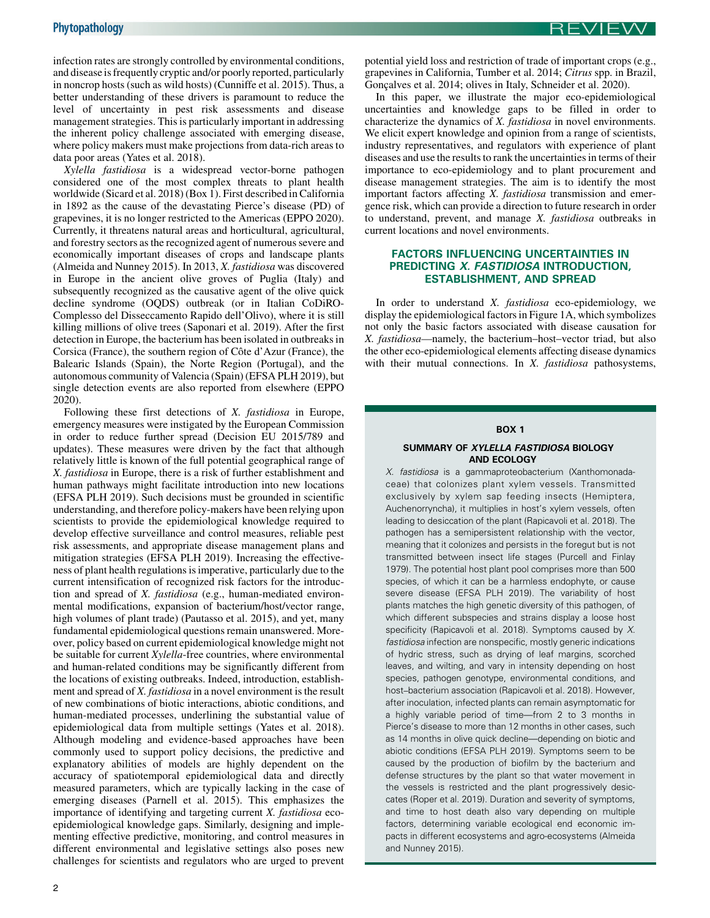infection rates are strongly controlled by environmental conditions, and disease is frequently cryptic and/or poorly reported, particularly in noncrop hosts (such as wild hosts) (Cunniffe et al. 2015). Thus, a better understanding of these drivers is paramount to reduce the level of uncertainty in pest risk assessments and disease management strategies. This is particularly important in addressing the inherent policy challenge associated with emerging disease, where policy makers must make projections from data-rich areas to data poor areas (Yates et al. 2018).

*Xylella fastidiosa* is a widespread vector-borne pathogen considered one of the most complex threats to plant health worldwide (Sicard et al. 2018) (Box 1). First described in California in 1892 as the cause of the devastating Pierce's disease (PD) of grapevines, it is no longer restricted to the Americas (EPPO 2020). Currently, it threatens natural areas and horticultural, agricultural, and forestry sectors as the recognized agent of numerous severe and economically important diseases of crops and landscape plants (Almeida and Nunney 2015). In 2013, *X. fastidiosa* was discovered in Europe in the ancient olive groves of Puglia (Italy) and subsequently recognized as the causative agent of the olive quick decline syndrome (OQDS) outbreak (or in Italian CoDiRO-Complesso del Disseccamento Rapido dell'Olivo), where it is still killing millions of olive trees (Saponari et al. 2019). After the first detection in Europe, the bacterium has been isolated in outbreaks in Corsica (France), the southern region of Côte d'Azur (France), the Balearic Islands (Spain), the Norte Region (Portugal), and the autonomous community of Valencia (Spain) (EFSA PLH 2019), but single detection events are also reported from elsewhere (EPPO 2020).

Following these first detections of *X. fastidiosa* in Europe, emergency measures were instigated by the European Commission in order to reduce further spread (Decision EU 2015/789 and updates). These measures were driven by the fact that although relatively little is known of the full potential geographical range of *X. fastidiosa* in Europe, there is a risk of further establishment and human pathways might facilitate introduction into new locations (EFSA PLH 2019). Such decisions must be grounded in scientific understanding, and therefore policy-makers have been relying upon scientists to provide the epidemiological knowledge required to develop effective surveillance and control measures, reliable pest risk assessments, and appropriate disease management plans and mitigation strategies (EFSA PLH 2019). Increasing the effectiveness of plant health regulations is imperative, particularly due to the current intensification of recognized risk factors for the introduction and spread of *X. fastidiosa* (e.g., human-mediated environmental modifications, expansion of bacterium/host/vector range, high volumes of plant trade) (Pautasso et al. 2015), and yet, many fundamental epidemiological questions remain unanswered. Moreover, policy based on current epidemiological knowledge might not be suitable for current *Xylella*-free countries, where environmental and human-related conditions may be significantly different from the locations of existing outbreaks. Indeed, introduction, establishment and spread of *X. fastidiosa* in a novel environment is the result of new combinations of biotic interactions, abiotic conditions, and human-mediated processes, underlining the substantial value of epidemiological data from multiple settings (Yates et al. 2018). Although modeling and evidence-based approaches have been commonly used to support policy decisions, the predictive and explanatory abilities of models are highly dependent on the accuracy of spatiotemporal epidemiological data and directly measured parameters, which are typically lacking in the case of emerging diseases (Parnell et al. 2015). This emphasizes the importance of identifying and targeting current *X. fastidiosa* eco-epidemiological knowledge gaps. Similarly, designing and implementing effective predictive, monitoring, and control measures in different environmental and legislative settings also poses new challenges for scientists and regulators who are urged to prevent potential yield loss and restriction of trade of important crops (e.g., grapevines in California, Tumber et al. 2014; *Citrus* spp. in Brazil, Gonçalves et al. 2014; olives in Italy, Schneider et al. 2020).

In this paper, we illustrate the major eco-epidemiological uncertainties and knowledge gaps to be filled in order to characterize the dynamics of *X. fastidiosa* in novel environments. We elicit expert knowledge and opinion from a range of scientists, industry representatives, and regulators with experience of plant diseases and use the results to rank the uncertainties in terms of their importance to eco-epidemiology and to plant procurement and disease management strategies. The aim is to identify the most important factors affecting *X. fastidiosa* transmission and emergence risk, which can provide a direction to future research in order to understand, prevent, and manage *X. fastidiosa* outbreaks in current locations and novel environments.

## FACTORS INFLUENCING UNCERTAINTIES IN PREDICTING *X. FASTIDIOSA* INTRODUCTION, ESTABLISHMENT, AND SPREAD

In order to understand *X. fastidiosa* eco-epidemiology, we display the epidemiological factors in Figure 1A, which symbolizes not only the basic factors associated with disease causation for *X. fastidiosa*—namely, the bacterium–host–vector triad, but also the other eco-epidemiological elements affecting disease dynamics with their mutual connections. In *X. fastidiosa* pathosystems,

**BOX 1**

**SUMMARY OF *XYLELLA FASTIDIOSA* BIOLOGY AND ECOLOGY**

*X. fastidiosa* is a gammaproteobacterium (Xanthomonadaceae) that colonizes plant xylem vessels. Transmitted exclusively by xylem sap feeding insects (Hemiptera, Auchenorrhyncha), it multiplies in host's xylem vessels, often leading to desiccation of the plant (Rapicavoli et al. 2018). The pathogen has a semipersistent relationship with the vector, meaning that it colonizes and persists in the foregut but is not transmitted between insect life stages (Purcell and Finlay 1979). The potential host plant pool comprises more than 500 species, of which it can be a harmless endophyte, or cause severe disease (EFSA PLH 2019). The variability of host plants matches the high genetic diversity of this pathogen, of which different subspecies and strains display a loose host specificity (Rapicavoli et al. 2018). Symptoms caused by *X. fastidiosa* infection are nonspecific, mostly generic indications of hydric stress, such as drying of leaf margins, scorched leaves, and wilting, and vary in intensity depending on host species, pathogen genotype, environmental conditions, and host–bacterium association (Rapicavoli et al. 2018). However, after inoculation, infected plants can remain asymptomatic for a highly variable period of time—from 2 to 3 months in Pierce's disease to more than 12 months in other cases, such as 14 months in olive quick decline—depending on biotic and abiotic conditions (EFSA PLH 2019). Symptoms seem to be caused by the production of biofilm by the bacterium and defense structures by the plant so that water movement in the vessels is restricted and the plant progressively desiccates (Roper et al. 2019). Duration and severity of symptoms, and time to host death also vary depending on multiple factors, determining variable ecological end economic impacts in different ecosystems and agro-ecosystems (Almeida and Nunney 2015).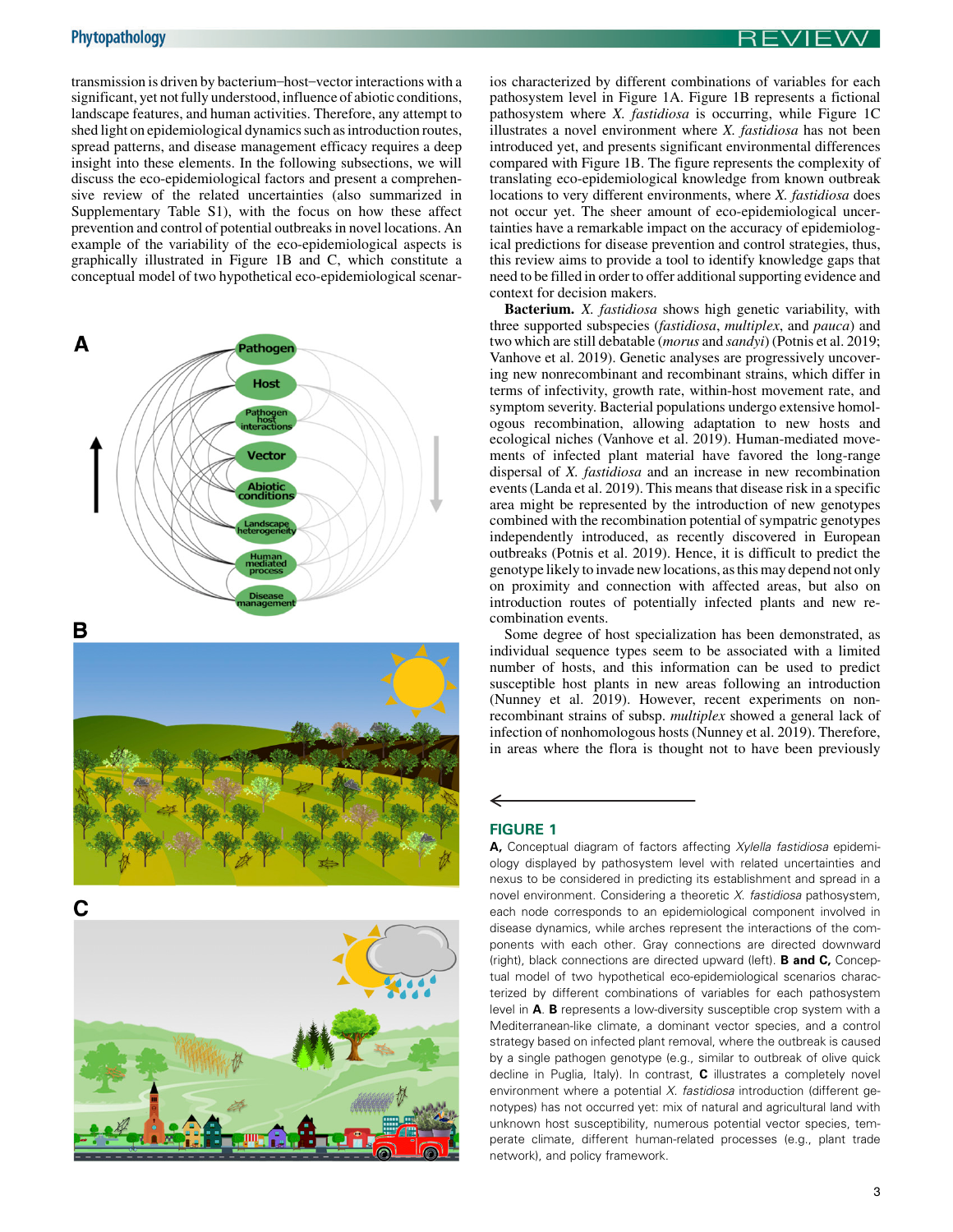transmission is driven by bacterium–host–vector interactions with a significant, yet not fully understood, influence of abiotic conditions, landscape features, and human activities. Therefore, any attempt to shed light on epidemiological dynamics such as introduction routes, spread patterns, and disease management efficacy requires a deep insight into these elements. In the following subsections, we will discuss the eco-epidemiological factors and present a comprehensive review of the related uncertainties (also summarized in Supplementary Table S1), with the focus on how these affect prevention and control of potential outbreaks in novel locations. An example of the variability of the eco-epidemiological aspects is graphically illustrated in Figure 1B and C, which constitute a conceptual model of two hypothetical eco-epidemiological scenarios characterized by different combinations of variables for each pathosystem level in Figure 1A. Figure 1B represents a fictional pathosystem where *X. fastidiosa* is occurring, while Figure 1C illustrates a novel environment where *X. fastidiosa* has not been introduced yet, and presents significant environmental differences compared with Figure 1B. The figure represents the complexity of translating eco-epidemiological knowledge from known outbreak locations to very different environments, where *X. fastidiosa* does not occur yet. The sheer amount of eco-epidemiological uncertainties have a remarkable impact on the accuracy of epidemiological predictions for disease prevention and control strategies, thus, this review aims to provide a tool to identify knowledge gaps that need to be filled in order to offer additional supporting evidence and context for decision makers.

**Bacterium.** *X. fastidiosa* shows high genetic variability, with three supported subspecies (*fastidiosa*, *multiplex*, and *pauca*) and two which are still debatable (*morus* and *sandyi*) (Potnis et al. 2019; Vanhove et al. 2019). Genetic analyses are progressively uncovering new nonrecombinant and recombinant strains, which differ in terms of infectivity, growth rate, within-host movement rate, and symptom severity. Bacterial populations undergo extensive homologous recombination, allowing adaptation to new hosts and ecological niches (Vanhove et al. 2019). Human-mediated movements of infected plant material have favored the long-range dispersal of *X. fastidiosa* and an increase in new recombination events (Landa et al. 2019). This means that disease risk in a specific area might be represented by the introduction of new genotypes combined with the recombination potential of sympatric genotypes independently introduced, as recently discovered in European outbreaks (Potnis et al. 2019). Hence, it is difficult to predict the genotype likely to invade new locations, as this may depend not only on proximity and connection with affected areas, but also on introduction routes of potentially infected plants and new recombination events.

Some degree of host specialization has been demonstrated, as individual sequence types seem to be associated with a limited number of hosts, and this information can be used to predict susceptible host plants in new areas following an introduction (Nunney et al. 2019). However, recent experiments on nonrecombinant strains of subsp. *multiplex* showed a general lack of infection of nonhomologous hosts (Nunney et al. 2019). Therefore, in areas where the flora is thought not to have been previously

**FIGURE 1**

**A,** Conceptual diagram of factors affecting *Xylella fastidiosa* epidemiology displayed by pathosystem level with related uncertainties and nexus to be considered in predicting its establishment and spread in a novel environment. Considering a theoretic *X. fastidiosa* pathosystem, each node corresponds to an epidemiological component involved in disease dynamics, while arches represent the interactions of the components with each other. Gray connections are directed downward (right), black connections are directed upward (left). **B and C,** Conceptual model of two hypothetical eco-epidemiological scenarios characterized by different combinations of variables for each pathosystem level in **A**. **B** represents a low-diversity susceptible crop system with a Mediterranean-like climate, a dominant vector species, and a control strategy based on infected plant removal, where the outbreak is caused by a single pathogen genotype (e.g., similar to outbreak of olive quick decline in Puglia, Italy). In contrast, **C** illustrates a completely novel environment where a potential *X. fastidiosa* introduction (different genotypes) has not occurred yet: mix of natural and agricultural land with unknown host susceptibility, numerous potential vector species, temperate climate, different human-related processes (e.g., plant trade network), and policy framework.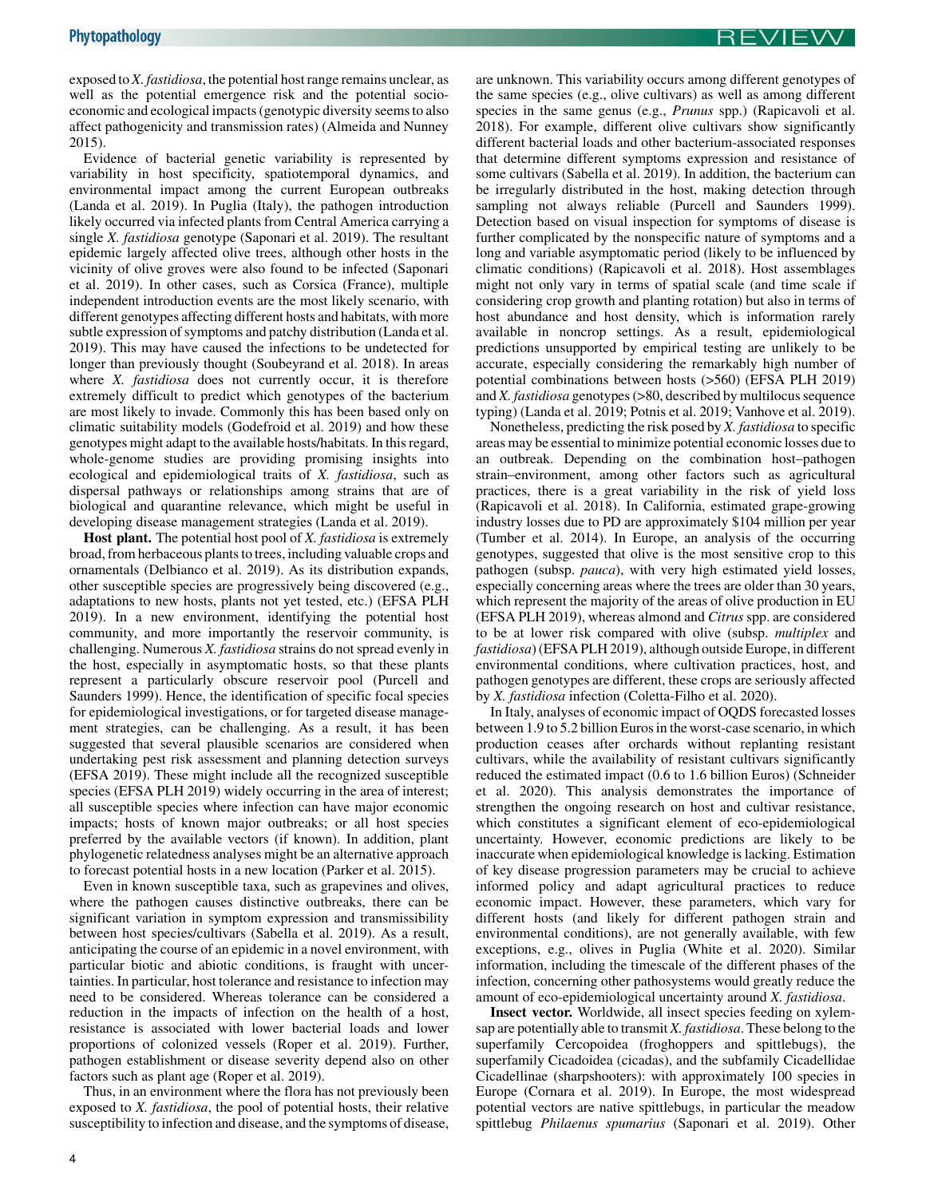exposed to *X. fastidiosa*, the potential host range remains unclear, as well as the potential emergence risk and the potential socio-economic and ecological impacts (genotypic diversity seems to also affect pathogenicity and transmission rates) (Almeida and Nunney 2015).

Evidence of bacterial genetic variability is represented by variability in host specificity, spatiotemporal dynamics, and environmental impact among the current European outbreaks (Landa et al. 2019). In Puglia (Italy), the pathogen introduction likely occurred via infected plants from Central America carrying a single *X. fastidiosa* genotype (Saponari et al. 2019). The resultant epidemic largely affected olive trees, although other hosts in the vicinity of olive groves were also found to be infected (Saponari et al. 2019). In other cases, such as Corsica (France), multiple independent introduction events are the most likely scenario, with different genotypes affecting different hosts and habitats, with more subtle expression of symptoms and patchy distribution (Landa et al. 2019). This may have caused the infections to be undetected for longer than previously thought (Soubeyrand et al. 2018). In areas where *X. fastidiosa* does not currently occur, it is therefore extremely difficult to predict which genotypes of the bacterium are most likely to invade. Commonly this has been based only on climatic suitability models (Godefroid et al. 2019) and how these genotypes might adapt to the available hosts/habitats. In this regard, whole-genome studies are providing promising insights into ecological and epidemiological traits of *X. fastidiosa*, such as dispersal pathways or relationships among strains that are of biological and quarantine relevance, which might be useful in developing disease management strategies (Landa et al. 2019).

**Host plant.** The potential host pool of *X. fastidiosa* is extremely broad, from herbaceous plants to trees, including valuable crops and ornamentals (Delbianco et al. 2019). As its distribution expands, other susceptible species are progressively being discovered (e.g., adaptations to new hosts, plants not yet tested, etc.) (EFSA PLH 2019). In a new environment, identifying the potential host community, and more importantly the reservoir community, is challenging. Numerous *X. fastidiosa* strains do not spread evenly in the host, especially in asymptomatic hosts, so that these plants represent a particularly obscure reservoir pool (Purcell and Saunders 1999). Hence, the identification of specific focal species for epidemiological investigations, or for targeted disease management strategies, can be challenging. As a result, it has been suggested that several plausible scenarios are considered when undertaking pest risk assessment and planning detection surveys (EFSA 2019). These might include all the recognized susceptible species (EFSA PLH 2019) widely occurring in the area of interest; all susceptible species where infection can have major economic impacts; hosts of known major outbreaks; or all host species preferred by the available vectors (if known). In addition, plant phylogenetic relatedness analyses might be an alternative approach to forecast potential hosts in a new location (Parker et al. 2015).

Even in known susceptible taxa, such as grapevines and olives, where the pathogen causes distinctive outbreaks, there can be significant variation in symptom expression and transmissibility between host species/cultivars (Sabella et al. 2019). As a result, anticipating the course of an epidemic in a novel environment, with particular biotic and abiotic conditions, is fraught with uncertainties. In particular, host tolerance and resistance to infection may need to be considered. Whereas tolerance can be considered a reduction in the impacts of infection on the health of a host, resistance is associated with lower bacterial loads and lower proportions of colonized vessels (Roper et al. 2019). Further, pathogen establishment or disease severity depend also on other factors such as plant age (Roper et al. 2019).

Thus, in an environment where the flora has not previously been exposed to *X. fastidiosa*, the pool of potential hosts, their relative susceptibility to infection and disease, and the symptoms of disease, are unknown. This variability occurs among different genotypes of the same species (e.g., olive cultivars) as well as among different species in the same genus (e.g., *Prunus* spp.) (Rapicavoli et al. 2018). For example, different olive cultivars show significantly different bacterial loads and other bacterium-associated responses that determine different symptoms expression and resistance of some cultivars (Sabella et al. 2019). In addition, the bacterium can be irregularly distributed in the host, making detection through sampling not always reliable (Purcell and Saunders 1999). Detection based on visual inspection for symptoms of disease is further complicated by the nonspecific nature of symptoms and a long and variable asymptomatic period (likely to be influenced by climatic conditions) (Rapicavoli et al. 2018). Host assemblages might not only vary in terms of spatial scale (and time scale if considering crop growth and planting rotation) but also in terms of host abundance and host density, which is information rarely available in noncrop settings. As a result, epidemiological predictions unsupported by empirical testing are unlikely to be accurate, especially considering the remarkably high number of potential combinations between hosts (>560) (EFSA PLH 2019) and *X. fastidiosa* genotypes (>80, described by multilocus sequence typing) (Landa et al. 2019; Potnis et al. 2019; Vanhove et al. 2019).

Nonetheless, predicting the risk posed by *X. fastidiosa* to specific areas may be essential to minimize potential economic losses due to an outbreak. Depending on the combination host–pathogen strain–environment, among other factors such as agricultural practices, there is a great variability in the risk of yield loss (Rapicavoli et al. 2018). In California, estimated grape-growing industry losses due to PD are approximately $104 million per year (Tumber et al. 2014). In Europe, an analysis of the occurring genotypes, suggested that olive is the most sensitive crop to this pathogen (subsp. *pauca*), with very high estimated yield losses, especially concerning areas where the trees are older than 30 years, which represent the majority of the areas of olive production in EU (EFSA PLH 2019), whereas almond and *Citrus* spp. are considered to be at lower risk compared with olive (subsp. *multiplex* and *fastidiosa*) (EFSA PLH 2019), although outside Europe, in different environmental conditions, where cultivation practices, host, and pathogen genotypes are different, these crops are seriously affected by *X. fastidiosa* infection (Coletta-Filho et al. 2020).

In Italy, analyses of economic impact of OQDS forecasted losses between 1.9 to 5.2 billion Euros in the worst-case scenario, in which production ceases after orchards without replanting resistant cultivars, while the availability of resistant cultivars significantly reduced the estimated impact (0.6 to 1.6 billion Euros) (Schneider et al. 2020). This analysis demonstrates the importance of strengthen the ongoing research on host and cultivar resistance, which constitutes a significant element of eco-epidemiological uncertainty. However, economic predictions are likely to be inaccurate when epidemiological knowledge is lacking. Estimation of key disease progression parameters may be crucial to achieve informed policy and adapt agricultural practices to reduce economic impact. However, these parameters, which vary for different hosts (and likely for different pathogen strain and environmental conditions), are not generally available, with few exceptions, e.g., olives in Puglia (White et al. 2020). Similar information, including the timescale of the different phases of the infection, concerning other pathosystems would greatly reduce the amount of eco-epidemiological uncertainty around *X. fastidiosa*.

**Insect vector.** Worldwide, all insect species feeding on xylem-sap are potentially able to transmit *X. fastidiosa*. These belong to the superfamily Cercopoidea (froghoppers and spittlebugs), the superfamily Cicadoidea (cicadas), and the subfamily Cicadellidae Cicadellinae (sharpshooters): with approximately 100 species in Europe (Cornara et al. 2019). In Europe, the most widespread potential vectors are native spittlebugs, in particular the meadow spittlebug *Philaenus spumarius* (Saponari et al. 2019). Other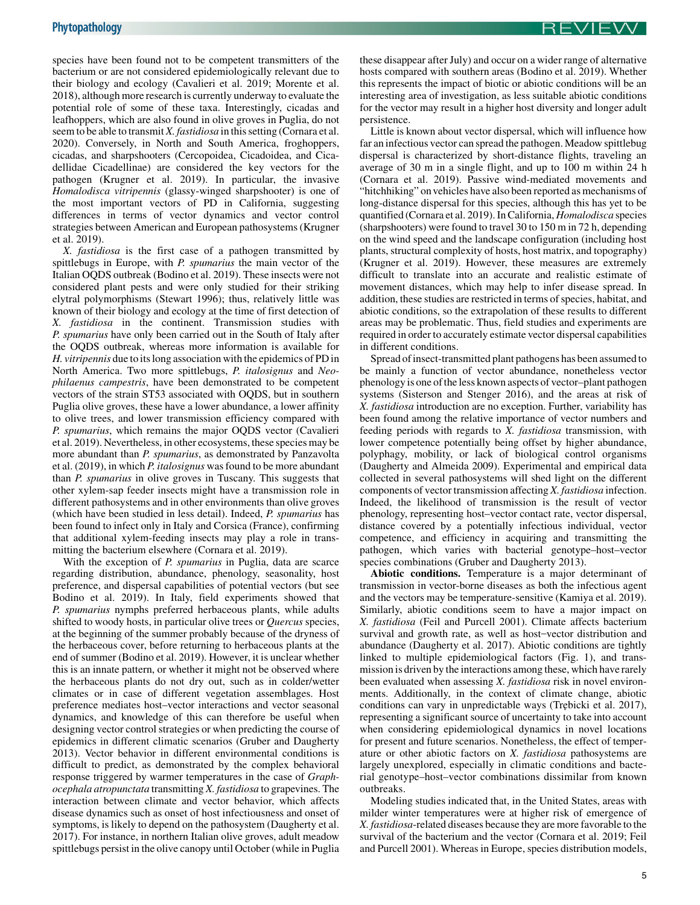species have been found not to be competent transmitters of the bacterium or are not considered epidemiologically relevant due to their biology and ecology (Cavalieri et al. 2019; Morente et al. 2018), although more research is currently underway to evaluate the potential role of some of these taxa. Interestingly, cicadas and leafhoppers, which are also found in olive groves in Puglia, do not seem to be able to transmit *X. fastidiosa* in this setting (Cornara et al. 2020). Conversely, in North and South America, froghoppers, cicadas, and sharpshooters (Cercopoidea, Cicadoidea, and Cicadellidae Cicadellinae) are considered the key vectors for the pathogen (Krugner et al. 2019). In particular, the invasive *Homalodisca vitripennis* (glassy-winged sharpshooter) is one of the most important vectors of PD in California, suggesting differences in terms of vector dynamics and vector control strategies between American and European pathosystems (Krugner et al. 2019).

*X. fastidiosa* is the first case of a pathogen transmitted by spittlebugs in Europe, with *P. spumarius* the main vector of the Italian OQDS outbreak (Bodino et al. 2019). These insects were not considered plant pests and were only studied for their striking elytral polymorphisms (Stewart 1996); thus, relatively little was known of their biology and ecology at the time of first detection of *X. fastidiosa* in the continent. Transmission studies with *P. spumarius* have only been carried out in the South of Italy after the OQDS outbreak, whereas more information is available for *H. vitripennis* due to its long association with the epidemics of PD in North America. Two more spittlebugs, *P. italosignus* and *Neophilaenus campestris*, have been demonstrated to be competent vectors of the strain ST53 associated with OQDS, but in southern Puglia olive groves, these have a lower abundance, a lower affinity to olive trees, and lower transmission efficiency compared with *P. spumarius*, which remains the major OQDS vector (Cavalieri et al. 2019). Nevertheless, in other ecosystems, these species may be more abundant than *P. spumarius*, as demonstrated by Panzavolta et al. (2019), in which *P. italosignus* was found to be more abundant than *P. spumarius* in olive groves in Tuscany. This suggests that other xylem-sap feeder insects might have a transmission role in different pathosystems and in other environments than olive groves (which have been studied in less detail). Indeed, *P. spumarius* has been found to infect only in Italy and Corsica (France), confirming that additional xylem-feeding insects may play a role in transmitting the bacterium elsewhere (Cornara et al. 2019).

With the exception of *P. spumarius* in Puglia, data are scarce regarding distribution, abundance, phenology, seasonality, host preference, and dispersal capabilities of potential vectors (but see Bodino et al. 2019). In Italy, field experiments showed that *P. spumarius* nymphs preferred herbaceous plants, while adults shifted to woody hosts, in particular olive trees or *Quercus* species, at the beginning of the summer probably because of the dryness of the herbaceous cover, before returning to herbaceous plants at the end of summer (Bodino et al. 2019). However, it is unclear whether this is an innate pattern, or whether it might not be observed where the herbaceous plants do not dry out, such as in colder/wetter climates or in case of different vegetation assemblages. Host preference mediates host–vector interactions and vector seasonal dynamics, and knowledge of this can therefore be useful when designing vector control strategies or when predicting the course of epidemics in different climatic scenarios (Gruber and Daugherty 2013). Vector behavior in different environmental conditions is difficult to predict, as demonstrated by the complex behavioral response triggered by warmer temperatures in the case of *Graphocephala atropunctata* transmitting *X. fastidiosa* to grapevines. The interaction between climate and vector behavior, which affects disease dynamics such as onset of host infectiousness and onset of symptoms, is likely to depend on the pathosystem (Daugherty et al. 2017). For instance, in northern Italian olive groves, adult meadow spittlebugs persist in the olive canopy until October (while in Puglia these disappear after July) and occur on a wider range of alternative hosts compared with southern areas (Bodino et al. 2019). Whether this represents the impact of biotic or abiotic conditions will be an interesting area of investigation, as less suitable abiotic conditions for the vector may result in a higher host diversity and longer adult persistence.

Little is known about vector dispersal, which will influence how far an infectious vector can spread the pathogen. Meadow spittlebug dispersal is characterized by short-distance flights, traveling an average of 30 m in a single flight, and up to 100 m within 24 h (Cornara et al. 2019). Passive wind-mediated movements and "hitchhiking" on vehicles have also been reported as mechanisms of long-distance dispersal for this species, although this has yet to be quantified (Cornara et al. 2019). In California, *Homalodisca* species (sharpshooters) were found to travel 30 to 150 m in 72 h, depending on the wind speed and the landscape configuration (including host plants, structural complexity of hosts, host matrix, and topography) (Krugner et al. 2019). However, these measures are extremely difficult to translate into an accurate and realistic estimate of movement distances, which may help to infer disease spread. In addition, these studies are restricted in terms of species, habitat, and abiotic conditions, so the extrapolation of these results to different areas may be problematic. Thus, field studies and experiments are required in order to accurately estimate vector dispersal capabilities in different conditions.

Spread of insect-transmitted plant pathogens has been assumed to be mainly a function of vector abundance, nonetheless vector phenology is one of the less known aspects of vector–plant pathogen systems (Sisterson and Stenger 2016), and the areas at risk of *X. fastidiosa* introduction are no exception. Further, variability has been found among the relative importance of vector numbers and feeding periods with regards to *X. fastidiosa* transmission, with lower competence potentially being offset by higher abundance, polyphagy, mobility, or lack of biological control organisms (Daugherty and Almeida 2009). Experimental and empirical data collected in several pathosystems will shed light on the different components of vector transmission affecting *X. fastidiosa* infection. Indeed, the likelihood of transmission is the result of vector phenology, representing host–vector contact rate, vector dispersal, distance covered by a potentially infectious individual, vector competence, and efficiency in acquiring and transmitting the pathogen, which varies with bacterial genotype–host–vector species combinations (Gruber and Daugherty 2013).

**Abiotic conditions.** Temperature is a major determinant of transmission in vector-borne diseases as both the infectious agent and the vectors may be temperature-sensitive (Kamiya et al. 2019). Similarly, abiotic conditions seem to have a major impact on *X. fastidiosa* (Feil and Purcell 2001). Climate affects bacterium survival and growth rate, as well as host–vector distribution and abundance (Daugherty et al. 2017). Abiotic conditions are tightly linked to multiple epidemiological factors (Fig. 1), and transmission is driven by the interactions among these, which have rarely been evaluated when assessing *X. fastidiosa* risk in novel environments. Additionally, in the context of climate change, abiotic conditions can vary in unpredictable ways (Trębicki et al. 2017), representing a significant source of uncertainty to take into account when considering epidemiological dynamics in novel locations for present and future scenarios. Nonetheless, the effect of temperature or other abiotic factors on *X. fastidiosa* pathosystems are largely unexplored, especially in climatic conditions and bacterial genotype–host–vector combinations dissimilar from known outbreaks.

Modeling studies indicated that, in the United States, areas with milder winter temperatures were at higher risk of emergence of *X. fastidiosa*-related diseases because they are more favorable to the survival of the bacterium and the vector (Cornara et al. 2019; Feil and Purcell 2001). Whereas in Europe, species distribution models,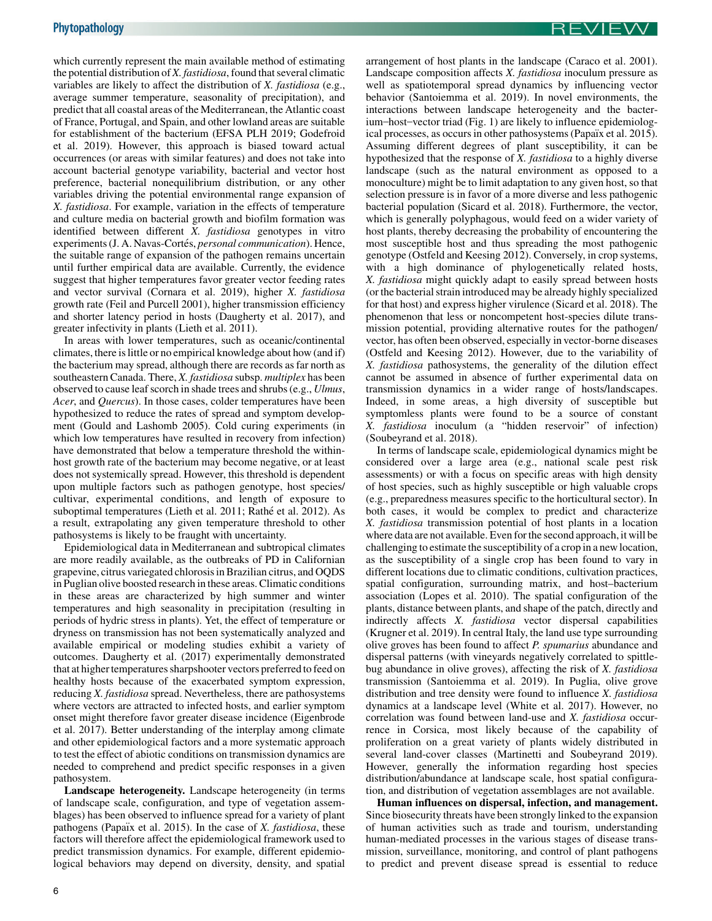which currently represent the main available method of estimating the potential distribution of *X. fastidiosa*, found that several climatic variables are likely to affect the distribution of *X. fastidiosa* (e.g., average summer temperature, seasonality of precipitation), and predict that all coastal areas of the Mediterranean, the Atlantic coast of France, Portugal, and Spain, and other lowland areas are suitable for establishment of the bacterium (EFSA PLH 2019; Godefroid et al. 2019). However, this approach is biased toward actual occurrences (or areas with similar features) and does not take into account bacterial genotype variability, bacterial and vector host preference, bacterial nonequilibrium distribution, or any other variables driving the potential environmental range expansion of *X. fastidiosa*. For example, variation in the effects of temperature and culture media on bacterial growth and biofilm formation was identified between different *X. fastidiosa* genotypes in vitro experiments (J. A. Navas-Cortés, *personal communication*). Hence, the suitable range of expansion of the pathogen remains uncertain until further empirical data are available. Currently, the evidence suggest that higher temperatures favor greater vector feeding rates and vector survival (Cornara et al. 2019), higher *X. fastidiosa* growth rate (Feil and Purcell 2001), higher transmission efficiency and shorter latency period in hosts (Daugherty et al. 2017), and greater infectivity in plants (Lieth et al. 2011).

In areas with lower temperatures, such as oceanic/continental climates, there is little or no empirical knowledge about how (and if) the bacterium may spread, although there are records as far north as southeastern Canada. There, *X. fastidiosa* subsp. *multiplex* has been observed to cause leaf scorch in shade trees and shrubs (e.g., *Ulmus*, *Acer*, and *Quercus*). In those cases, colder temperatures have been hypothesized to reduce the rates of spread and symptom development (Gould and Lashomb 2005). Cold curing experiments (in which low temperatures have resulted in recovery from infection) have demonstrated that below a temperature threshold the within-host growth rate of the bacterium may become negative, or at least does not systemically spread. However, this threshold is dependent upon multiple factors such as pathogen genotype, host species/cultivar, experimental conditions, and length of exposure to suboptimal temperatures (Lieth et al. 2011; Rathé et al. 2012). As a result, extrapolating any given temperature threshold to other pathosystems is likely to be fraught with uncertainty.

Epidemiological data in Mediterranean and subtropical climates are more readily available, as the outbreaks of PD in Californian grapevine, citrus variegated chlorosis in Brazilian citrus, and OQDS in Puglian olive boosted research in these areas. Climatic conditions in these areas are characterized by high summer and winter temperatures and high seasonality in precipitation (resulting in periods of hydric stress in plants). Yet, the effect of temperature or dryness on transmission has not been systematically analyzed and available empirical or modeling studies exhibit a variety of outcomes. Daugherty et al. (2017) experimentally demonstrated that at higher temperatures sharpshooter vectors preferred to feed on healthy hosts because of the exacerbated symptom expression, reducing *X. fastidiosa* spread. Nevertheless, there are pathosystems where vectors are attracted to infected hosts, and earlier symptom onset might therefore favor greater disease incidence (Eigenbrode et al. 2017). Better understanding of the interplay among climate and other epidemiological factors and a more systematic approach to test the effect of abiotic conditions on transmission dynamics are needed to comprehend and predict specific responses in a given pathosystem.

**Landscape heterogeneity.** Landscape heterogeneity (in terms of landscape scale, configuration, and type of vegetation assemblages) has been observed to influence spread for a variety of plant pathogens (Papaïx et al. 2015). In the case of *X. fastidiosa*, these factors will therefore affect the epidemiological framework used to predict transmission dynamics. For example, different epidemiological behaviors may depend on diversity, density, and spatial arrangement of host plants in the landscape (Caraco et al. 2001). Landscape composition affects *X. fastidiosa* inoculum pressure as well as spatiotemporal spread dynamics by influencing vector behavior (Santoiemma et al. 2019). In novel environments, the interactions between landscape heterogeneity and the bacterium–host–vector triad (Fig. 1) are likely to influence epidemiological processes, as occurs in other pathosystems (Papaïx et al. 2015). Assuming different degrees of plant susceptibility, it can be hypothesized that the response of *X. fastidiosa* to a highly diverse landscape (such as the natural environment as opposed to a monoculture) might be to limit adaptation to any given host, so that selection pressure is in favor of a more diverse and less pathogenic bacterial population (Sicard et al. 2018). Furthermore, the vector, which is generally polyphagous, would feed on a wider variety of host plants, thereby decreasing the probability of encountering the most susceptible host and thus spreading the most pathogenic genotype (Ostfeld and Keesing 2012). Conversely, in crop systems, with a high dominance of phylogenetically related hosts, *X. fastidiosa* might quickly adapt to easily spread between hosts (or the bacterial strain introduced may be already highly specialized for that host) and express higher virulence (Sicard et al. 2018). The phenomenon that less or noncompetent host-species dilute transmission potential, providing alternative routes for the pathogen/vector, has often been observed, especially in vector-borne diseases (Ostfeld and Keesing 2012). However, due to the variability of *X. fastidiosa* pathosystems, the generality of the dilution effect cannot be assumed in absence of further experimental data on transmission dynamics in a wider range of hosts/landscapes. Indeed, in some areas, a high diversity of susceptible but symptomless plants were found to be a source of constant *X. fastidiosa* inoculum (a "hidden reservoir" of infection) (Soubeyrand et al. 2018).

In terms of landscape scale, epidemiological dynamics might be considered over a large area (e.g., national scale pest risk assessments) or with a focus on specific areas with high density of host species, such as highly susceptible or high valuable crops (e.g., preparedness measures specific to the horticultural sector). In both cases, it would be complex to predict and characterize *X. fastidiosa* transmission potential of host plants in a location where data are not available. Even for the second approach, it will be challenging to estimate the susceptibility of a crop in a new location, as the susceptibility of a single crop has been found to vary in different locations due to climatic conditions, cultivation practices, spatial configuration, surrounding matrix, and host–bacterium association (Lopes et al. 2010). The spatial configuration of the plants, distance between plants, and shape of the patch, directly and indirectly affects *X. fastidiosa* vector dispersal capabilities (Krugner et al. 2019). In central Italy, the land use type surrounding olive groves has been found to affect *P. spumarius* abundance and dispersal patterns (with vineyards negatively correlated to spittlebug abundance in olive groves), affecting the risk of *X. fastidiosa* transmission (Santoiemma et al. 2019). In Puglia, olive grove distribution and tree density were found to influence *X. fastidiosa* dynamics at a landscape level (White et al. 2017). However, no correlation was found between land-use and *X. fastidiosa* occurrence in Corsica, most likely because of the capability of proliferation on a great variety of plants widely distributed in several land-cover classes (Martinetti and Soubeyrand 2019). However, generally the information regarding host species distribution/abundance at landscape scale, host spatial configuration, and distribution of vegetation assemblages are not available.

**Human influences on dispersal, infection, and management.** Since biosecurity threats have been strongly linked to the expansion of human activities such as trade and tourism, understanding human-mediated processes in the various stages of disease transmission, surveillance, monitoring, and control of plant pathogens to predict and prevent disease spread is essential to reduce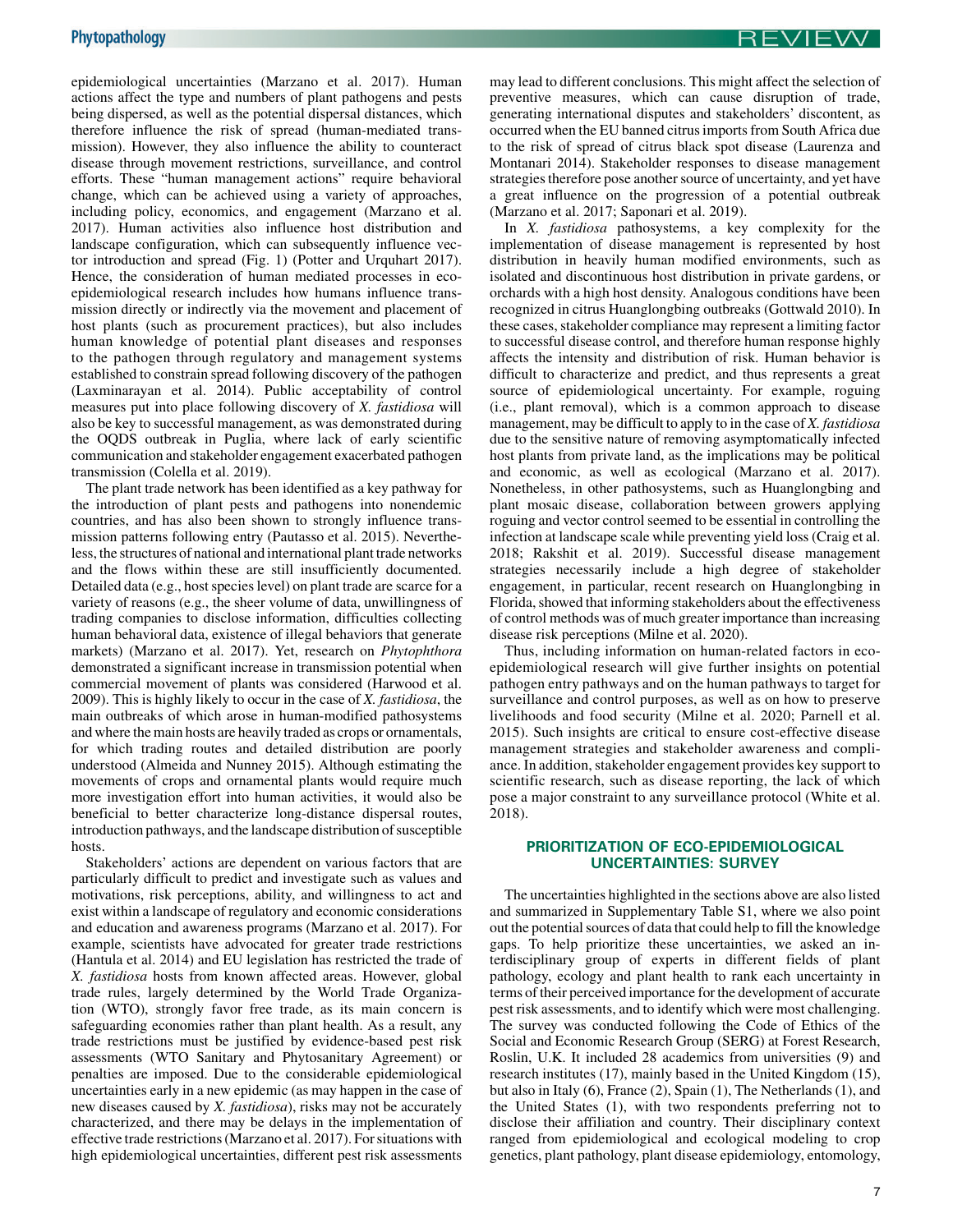epidemiological uncertainties (Marzano et al. 2017). Human actions affect the type and numbers of plant pathogens and pests being dispersed, as well as the potential dispersal distances, which therefore influence the risk of spread (human-mediated transmission). However, they also influence the ability to counteract disease through movement restrictions, surveillance, and control efforts. These "human management actions" require behavioral change, which can be achieved using a variety of approaches, including policy, economics, and engagement (Marzano et al. 2017). Human activities also influence host distribution and landscape configuration, which can subsequently influence vector introduction and spread (Fig. 1) (Potter and Urquhart 2017). Hence, the consideration of human mediated processes in eco-epidemiological research includes how humans influence transmission directly or indirectly via the movement and placement of host plants (such as procurement practices), but also includes human knowledge of potential plant diseases and responses to the pathogen through regulatory and management systems established to constrain spread following discovery of the pathogen (Laxminarayan et al. 2014). Public acceptability of control measures put into place following discovery of *X. fastidiosa* will also be key to successful management, as was demonstrated during the OQDS outbreak in Puglia, where lack of early scientific communication and stakeholder engagement exacerbated pathogen transmission (Colella et al. 2019).

The plant trade network has been identified as a key pathway for the introduction of plant pests and pathogens into nonendemic countries, and has also been shown to strongly influence transmission patterns following entry (Pautasso et al. 2015). Nevertheless, the structures of national and international plant trade networks and the flows within these are still insufficiently documented. Detailed data (e.g., host species level) on plant trade are scarce for a variety of reasons (e.g., the sheer volume of data, unwillingness of trading companies to disclose information, difficulties collecting human behavioral data, existence of illegal behaviors that generate markets) (Marzano et al. 2017). Yet, research on *Phytophthora* demonstrated a significant increase in transmission potential when commercial movement of plants was considered (Harwood et al. 2009). This is highly likely to occur in the case of *X. fastidiosa*, the main outbreaks of which arose in human-modified pathosystems and where the main hosts are heavily traded as crops or ornamentals, for which trading routes and detailed distribution are poorly understood (Almeida and Nunney 2015). Although estimating the movements of crops and ornamental plants would require much more investigation effort into human activities, it would also be beneficial to better characterize long-distance dispersal routes, introduction pathways, and the landscape distribution of susceptible hosts.

Stakeholders' actions are dependent on various factors that are particularly difficult to predict and investigate such as values and motivations, risk perceptions, ability, and willingness to act and exist within a landscape of regulatory and economic considerations and education and awareness programs (Marzano et al. 2017). For example, scientists have advocated for greater trade restrictions (Hantula et al. 2014) and EU legislation has restricted the trade of *X. fastidiosa* hosts from known affected areas. However, global trade rules, largely determined by the World Trade Organization (WTO), strongly favor free trade, as its main concern is safeguarding economies rather than plant health. As a result, any trade restrictions must be justified by evidence-based pest risk assessments (WTO Sanitary and Phytosanitary Agreement) or penalties are imposed. Due to the considerable epidemiological uncertainties early in a new epidemic (as may happen in the case of new diseases caused by *X. fastidiosa*), risks may not be accurately characterized, and there may be delays in the implementation of effective trade restrictions (Marzano et al. 2017). For situations with high epidemiological uncertainties, different pest risk assessments may lead to different conclusions. This might affect the selection of preventive measures, which can cause disruption of trade, generating international disputes and stakeholders' discontent, as occurred when the EU banned citrus imports from South Africa due to the risk of spread of citrus black spot disease (Laurenza and Montanari 2014). Stakeholder responses to disease management strategies therefore pose another source of uncertainty, and yet have a great influence on the progression of a potential outbreak (Marzano et al. 2017; Saponari et al. 2019).

In *X. fastidiosa* pathosystems, a key complexity for the implementation of disease management is represented by host distribution in heavily human modified environments, such as isolated and discontinuous host distribution in private gardens, or orchards with a high host density. Analogous conditions have been recognized in citrus Huanglongbing outbreaks (Gottwald 2010). In these cases, stakeholder compliance may represent a limiting factor to successful disease control, and therefore human response highly affects the intensity and distribution of risk. Human behavior is difficult to characterize and predict, and thus represents a great source of epidemiological uncertainty. For example, roguing (i.e., plant removal), which is a common approach to disease management, may be difficult to apply to in the case of *X. fastidiosa* due to the sensitive nature of removing asymptomatically infected host plants from private land, as the implications may be political and economic, as well as ecological (Marzano et al. 2017). Nonetheless, in other pathosystems, such as Huanglongbing and plant mosaic disease, collaboration between growers applying roguing and vector control seemed to be essential in controlling the infection at landscape scale while preventing yield loss (Craig et al. 2018; Rakshit et al. 2019). Successful disease management strategies necessarily include a high degree of stakeholder engagement, in particular, recent research on Huanglongbing in Florida, showed that informing stakeholders about the effectiveness of control methods was of much greater importance than increasing disease risk perceptions (Milne et al. 2020).

Thus, including information on human-related factors in eco-epidemiological research will give further insights on potential pathogen entry pathways and on the human pathways to target for surveillance and control purposes, as well as on how to preserve livelihoods and food security (Milne et al. 2020; Parnell et al. 2015). Such insights are critical to ensure cost-effective disease management strategies and stakeholder awareness and compliance. In addition, stakeholder engagement provides key support to scientific research, such as disease reporting, the lack of which pose a major constraint to any surveillance protocol (White et al. 2018).

## PRIORITIZATION OF ECO-EPIDEMIOLOGICAL UNCERTAINTIES: SURVEY

The uncertainties highlighted in the sections above are also listed and summarized in Supplementary Table S1, where we also point out the potential sources of data that could help to fill the knowledge gaps. To help prioritize these uncertainties, we asked an interdisciplinary group of experts in different fields of plant pathology, ecology and plant health to rank each uncertainty in terms of their perceived importance for the development of accurate pest risk assessments, and to identify which were most challenging. The survey was conducted following the Code of Ethics of the Social and Economic Research Group (SERG) at Forest Research, Roslin, U.K. It included 28 academics from universities (9) and research institutes (17), mainly based in the United Kingdom (15), but also in Italy (6), France (2), Spain (1), The Netherlands (1), and the United States (1), with two respondents preferring not to disclose their affiliation and country. Their disciplinary context ranged from epidemiological and ecological modeling to crop genetics, plant pathology, plant disease epidemiology, entomology,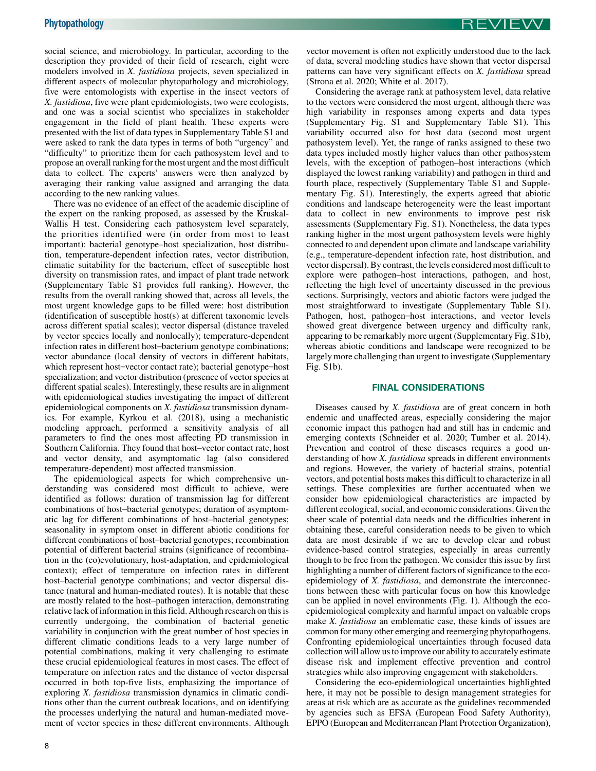social science, and microbiology. In particular, according to the description they provided of their field of research, eight were modelers involved in *X. fastidiosa* projects, seven specialized in different aspects of molecular phytopathology and microbiology, five were entomologists with expertise in the insect vectors of *X. fastidiosa*, five were plant epidemiologists, two were ecologists, and one was a social scientist who specializes in stakeholder engagement in the field of plant health. These experts were presented with the list of data types in Supplementary Table S1 and were asked to rank the data types in terms of both "urgency" and "difficulty" to prioritize them for each pathosystem level and to propose an overall ranking for the most urgent and the most difficult data to collect. The experts' answers were then analyzed by averaging their ranking value assigned and arranging the data according to the new ranking values.

There was no evidence of an effect of the academic discipline of the expert on the ranking proposed, as assessed by the Kruskal-Wallis H test. Considering each pathosystem level separately, the priorities identified were (in order from most to least important): bacterial genotype–host specialization, host distribution, temperature-dependent infection rates, vector distribution, climatic suitability for the bacterium, effect of susceptible host diversity on transmission rates, and impact of plant trade network (Supplementary Table S1 provides full ranking). However, the results from the overall ranking showed that, across all levels, the most urgent knowledge gaps to be filled were: host distribution (identification of susceptible host(s) at different taxonomic levels across different spatial scales); vector dispersal (distance traveled by vector species locally and nonlocally); temperature-dependent infection rates in different host–bacterium genotype combinations; vector abundance (local density of vectors in different habitats, which represent host−vector contact rate); bacterial genotype–host specialization; and vector distribution (presence of vector species at different spatial scales). Interestingly, these results are in alignment with epidemiological studies investigating the impact of different epidemiological components on *X. fastidiosa* transmission dynamics. For example, Kyrkou et al. (2018), using a mechanistic modeling approach, performed a sensitivity analysis of all parameters to find the ones most affecting PD transmission in Southern California. They found that host–vector contact rate, host and vector density, and asymptomatic lag (also considered temperature-dependent) most affected transmission.

The epidemiological aspects for which comprehensive understanding was considered most difficult to achieve, were identified as follows: duration of transmission lag for different combinations of host–bacterial genotypes; duration of asymptomatic lag for different combinations of host–bacterial genotypes; seasonality in symptom onset in different abiotic conditions for different combinations of host−bacterial genotypes; recombination potential of different bacterial strains (significance of recombination in the (co)evolutionary, host-adaptation, and epidemiological context); effect of temperature on infection rates in different host–bacterial genotype combinations; and vector dispersal distance (natural and human-mediated routes). It is notable that these are mostly related to the host–pathogen interaction, demonstrating relative lack of information in this field. Although research on this is currently undergoing, the combination of bacterial genetic variability in conjunction with the great number of host species in different climatic conditions leads to a very large number of potential combinations, making it very challenging to estimate these crucial epidemiological features in most cases. The effect of temperature on infection rates and the distance of vector dispersal occurred in both top-five lists, emphasizing the importance of exploring *X. fastidiosa* transmission dynamics in climatic conditions other than the current outbreak locations, and on identifying the processes underlying the natural and human-mediated movement of vector species in these different environments. Although vector movement is often not explicitly understood due to the lack of data, several modeling studies have shown that vector dispersal patterns can have very significant effects on *X. fastidiosa* spread (Strona et al. 2020; White et al. 2017).

Considering the average rank at pathosystem level, data relative to the vectors were considered the most urgent, although there was high variability in responses among experts and data types (Supplementary Fig. S1 and Supplementary Table S1). This variability occurred also for host data (second most urgent pathosystem level). Yet, the range of ranks assigned to these two data types included mostly higher values than other pathosystem levels, with the exception of pathogen–host interactions (which displayed the lowest ranking variability) and pathogen in third and fourth place, respectively (Supplementary Table S1 and Supplementary Fig. S1). Interestingly, the experts agreed that abiotic conditions and landscape heterogeneity were the least important data to collect in new environments to improve pest risk assessments (Supplementary Fig. S1). Nonetheless, the data types ranking higher in the most urgent pathosystem levels were highly connected to and dependent upon climate and landscape variability (e.g., temperature-dependent infection rate, host distribution, and vector dispersal). By contrast, the levels considered most difficult to explore were pathogen–host interactions, pathogen, and host, reflecting the high level of uncertainty discussed in the previous sections. Surprisingly, vectors and abiotic factors were judged the most straightforward to investigate (Supplementary Table S1). Pathogen, host, pathogen–host interactions, and vector levels showed great divergence between urgency and difficulty rank, appearing to be remarkably more urgent (Supplementary Fig. S1b), whereas abiotic conditions and landscape were recognized to be largely more challenging than urgent to investigate (Supplementary Fig. S1b).

## FINAL CONSIDERATIONS

Diseases caused by *X. fastidiosa* are of great concern in both endemic and unaffected areas, especially considering the major economic impact this pathogen had and still has in endemic and emerging contexts (Schneider et al. 2020; Tumber et al. 2014). Prevention and control of these diseases requires a good understanding of how *X. fastidiosa* spreads in different environments and regions. However, the variety of bacterial strains, potential vectors, and potential hosts makes this difficult to characterize in all settings. These complexities are further accentuated when we consider how epidemiological characteristics are impacted by different ecological, social, and economic considerations. Given the sheer scale of potential data needs and the difficulties inherent in obtaining these, careful consideration needs to be given to which data are most desirable if we are to develop clear and robust evidence-based control strategies, especially in areas currently though to be free from the pathogen. We consider this issue by first highlighting a number of different factors of significance to the eco-epidemiology of *X. fastidiosa*, and demonstrate the interconnections between these with particular focus on how this knowledge can be applied in novel environments (Fig. 1). Although the eco-epidemiological complexity and harmful impact on valuable crops make *X. fastidiosa* an emblematic case, these kinds of issues are common for many other emerging and reemerging phytopathogens. Confronting epidemiological uncertainties through focused data collection will allow us to improve our ability to accurately estimate disease risk and implement effective prevention and control strategies while also improving engagement with stakeholders.

Considering the eco-epidemiological uncertainties highlighted here, it may not be possible to design management strategies for areas at risk which are as accurate as the guidelines recommended by agencies such as EFSA (European Food Safety Authority), EPPO (European and Mediterranean Plant Protection Organization),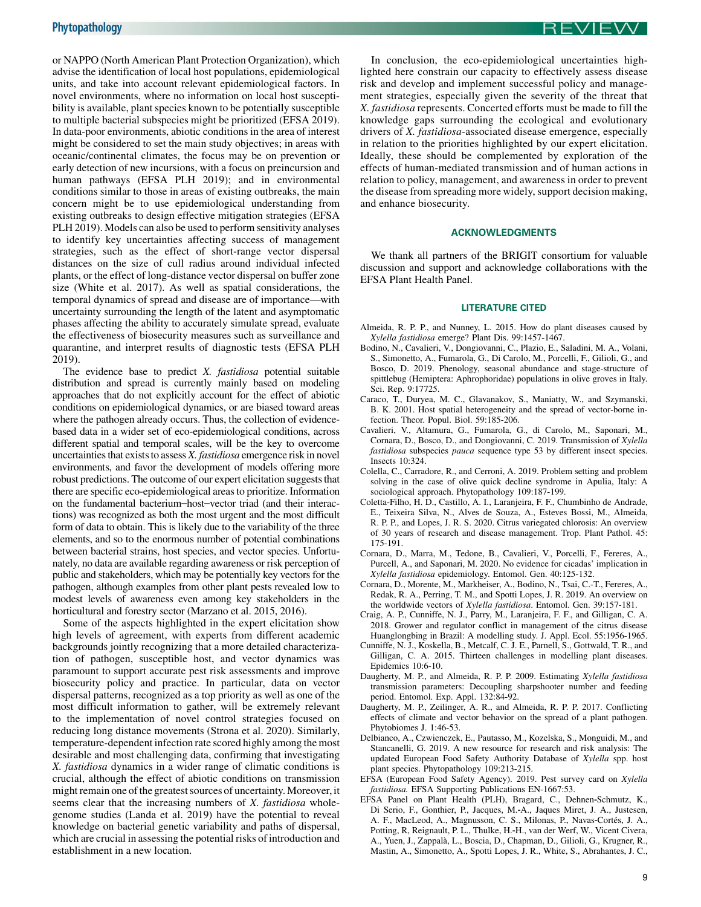or NAPPO (North American Plant Protection Organization), which advise the identification of local host populations, epidemiological units, and take into account relevant epidemiological factors. In novel environments, where no information on local host susceptibility is available, plant species known to be potentially susceptible to multiple bacterial subspecies might be prioritized (EFSA 2019). In data-poor environments, abiotic conditions in the area of interest might be considered to set the main study objectives; in areas with oceanic/continental climates, the focus may be on prevention or early detection of new incursions, with a focus on preincursion and human pathways (EFSA PLH 2019); and in environmental conditions similar to those in areas of existing outbreaks, the main concern might be to use epidemiological understanding from existing outbreaks to design effective mitigation strategies (EFSA PLH 2019). Models can also be used to perform sensitivity analyses to identify key uncertainties affecting success of management strategies, such as the effect of short-range vector dispersal distances on the size of cull radius around individual infected plants, or the effect of long-distance vector dispersal on buffer zone size (White et al. 2017). As well as spatial considerations, the temporal dynamics of spread and disease are of importance—with uncertainty surrounding the length of the latent and asymptomatic phases affecting the ability to accurately simulate spread, evaluate the effectiveness of biosecurity measures such as surveillance and quarantine, and interpret results of diagnostic tests (EFSA PLH 2019).

The evidence base to predict *X. fastidiosa* potential suitable distribution and spread is currently mainly based on modeling approaches that do not explicitly account for the effect of abiotic conditions on epidemiological dynamics, or are biased toward areas where the pathogen already occurs. Thus, the collection of evidence-based data in a wider set of eco-epidemiological conditions, across different spatial and temporal scales, will be the key to overcome uncertainties that exists to assess *X. fastidiosa* emergence risk in novel environments, and favor the development of models offering more robust predictions. The outcome of our expert elicitation suggests that there are specific eco-epidemiological areas to prioritize. Information on the fundamental bacterium–host–vector triad (and their interactions) was recognized as both the most urgent and the most difficult form of data to obtain. This is likely due to the variability of the three elements, and so to the enormous number of potential combinations between bacterial strains, host species, and vector species. Unfortunately, no data are available regarding awareness or risk perception of public and stakeholders, which may be potentially key vectors for the pathogen, although examples from other plant pests revealed low to modest levels of awareness even among key stakeholders in the horticultural and forestry sector (Marzano et al. 2015, 2016).

Some of the aspects highlighted in the expert elicitation show high levels of agreement, with experts from different academic backgrounds jointly recognizing that a more detailed characterization of pathogen, susceptible host, and vector dynamics was paramount to support accurate pest risk assessments and improve biosecurity policy and practice. In particular, data on vector dispersal patterns, recognized as a top priority as well as one of the most difficult information to gather, will be extremely relevant to the implementation of novel control strategies focused on reducing long distance movements (Strona et al. 2020). Similarly, temperature-dependent infection rate scored highly among the most desirable and most challenging data, confirming that investigating *X. fastidiosa* dynamics in a wider range of climatic conditions is crucial, although the effect of abiotic conditions on transmission might remain one of the greatest sources of uncertainty. Moreover, it seems clear that the increasing numbers of *X. fastidiosa* whole-genome studies (Landa et al. 2019) have the potential to reveal knowledge on bacterial genetic variability and paths of dispersal, which are crucial in assessing the potential risks of introduction and establishment in a new location.

In conclusion, the eco-epidemiological uncertainties highlighted here constrain our capacity to effectively assess disease risk and develop and implement successful policy and management strategies, especially given the severity of the threat that *X. fastidiosa* represents. Concerted efforts must be made to fill the knowledge gaps surrounding the ecological and evolutionary drivers of *X. fastidiosa*-associated disease emergence, especially in relation to the priorities highlighted by our expert elicitation. Ideally, these should be complemented by exploration of the effects of human-mediated transmission and of human actions in relation to policy, management, and awareness in order to prevent the disease from spreading more widely, support decision making, and enhance biosecurity.

## ACKNOWLEDGMENTS

We thank all partners of the BRIGIT consortium for valuable discussion and support and acknowledge collaborations with the EFSA Plant Health Panel.

## LITERATURE CITED

Almeida, R. P. P., and Nunney, L. 2015. How do plant diseases caused by *Xylella fastidiosa* emerge? Plant Dis. 99:1457-1467.

Bodino, N., Cavalieri, V., Dongiovanni, C., Plazio, E., Saladini, M. A., Volani, S., Simonetto, A., Fumarola, G., Di Carolo, M., Porcelli, F., Gilioli, G., and Bosco, D. 2019. Phenology, seasonal abundance and stage-structure of spittlebug (Hemiptera: Aphrophoridae) populations in olive groves in Italy. Sci. Rep. 9:17725.

Caraco, T., Duryea, M. C., Glavanakov, S., Maniatty, W., and Szymanski, B. K. 2001. Host spatial heterogeneity and the spread of vector-borne infection. Theor. Popul. Biol. 59:185-206.

Cavalieri, V., Altamura, G., Fumarola, G., di Carolo, M., Saponari, M., Cornara, D., Bosco, D., and Dongiovanni, C. 2019. Transmission of *Xylella fastidiosa* subspecies *pauca* sequence type 53 by different insect species. Insects 10:324.

Colella, C., Carradore, R., and Cerroni, A. 2019. Problem setting and problem solving in the case of olive quick decline syndrome in Apulia, Italy: A sociological approach. Phytopathology 109:187-199.

Coletta-Filho, H. D., Castillo, A. I., Laranjeira, F. F., Chumbinho de Andrade, E., Teixeira Silva, N., Alves de Souza, A., Esteves Bossi, M., Almeida, R. P. P., and Lopes, J. R. S. 2020. Citrus variegated chlorosis: An overview of 30 years of research and disease management. Trop. Plant Pathol. 45:175-191.

Cornara, D., Marra, M., Tedone, B., Cavalieri, V., Porcelli, F., Fereres, A., Purcell, A., and Saponari, M. 2020. No evidence for cicadas' implication in *Xylella fastidiosa* epidemiology. Entomol. Gen. 40:125-132.

Cornara, D., Morente, M., Markheiser, A., Bodino, N., Tsai, C.-T., Fereres, A., Redak, R. A., Perring, T. M., and Spotti Lopes, J. R. 2019. An overview on the worldwide vectors of *Xylella fastidiosa*. Entomol. Gen. 39:157-181.

Craig, A. P., Cunniffe, N. J., Parry, M., Laranjeira, F. F., and Gilligan, C. A. 2018. Grower and regulator conflict in management of the citrus disease Huanglongbing in Brazil: A modelling study. J. Appl. Ecol. 55:1956-1965.

Cunniffe, N. J., Koskella, B., Metcalf, C. J. E., Parnell, S., Gottwald, T. R., and Gilligan, C. A. 2015. Thirteen challenges in modelling plant diseases. Epidemics 10:6-10.

Daugherty, M. P., and Almeida, R. P. P. 2009. Estimating *Xylella fastidiosa* transmission parameters: Decoupling sharpshooter number and feeding period. Entomol. Exp. Appl. 132:84-92.

Daugherty, M. P., Zeilinger, A. R., and Almeida, R. P. P. 2017. Conflicting effects of climate and vector behavior on the spread of a plant pathogen. Phytobiomes J. 1:46-53.

Delbianco, A., Czwienczek, E., Pautasso, M., Kozelska, S., Monguidi, M., and Stancanelli, G. 2019. A new resource for research and risk analysis: The updated European Food Safety Authority Database of *Xylella* spp. host plant species. Phytopathology 109:213-215.

EFSA (European Food Safety Agency). 2019. Pest survey card on *Xylella fastidiosa.* EFSA Supporting Publications EN-1667:53.

EFSA Panel on Plant Health (PLH), Bragard, C., Dehnen-Schmutz, K., Di Serio, F., Gonthier, P., Jacques, M.-A., Jaques Miret, J. A., Justesen, A. F., MacLeod, A., Magnusson, C. S., Milonas, P., Navas-Cortés, J. A., Potting, R, Reignault, P. L., Thulke, H.-H., van der Werf, W., Vicent Civera, A., Yuen, J., Zappalà, L., Boscia, D., Chapman, D., Gilioli, G., Krugner, R., Mastin, A., Simonetto, A., Spotti Lopes, J. R., White, S., Abrahantes, J. C.,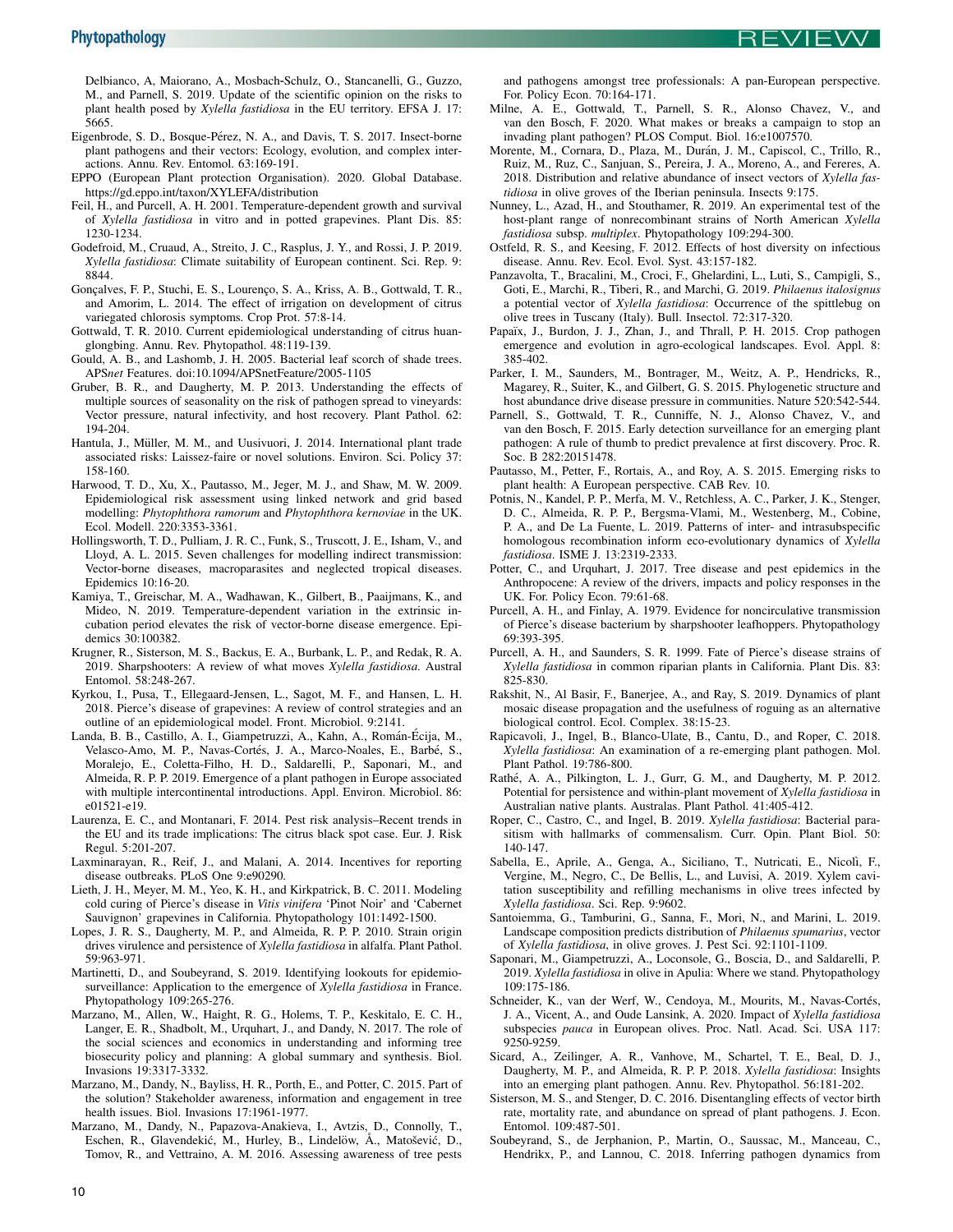Delbianco, A, Maiorano, A., Mosbach-Schulz, O., Stancanelli, G., Guzzo, M., and Parnell, S. 2019. Update of the scientific opinion on the risks to plant health posed by *Xylella fastidiosa* in the EU territory. EFSA J. 17: 5665.

Eigenbrode, S. D., Bosque-Pérez, N. A., and Davis, T. S. 2017. Insect-borne plant pathogens and their vectors: Ecology, evolution, and complex interactions. Annu. Rev. Entomol. 63:169-191.

EPPO (European Plant protection Organisation). 2020. Global Database. https://gd.eppo.int/taxon/XYLEFA/distribution

Feil, H., and Purcell, A. H. 2001. Temperature-dependent growth and survival of *Xylella fastidiosa* in vitro and in potted grapevines. Plant Dis. 85: 1230-1234.

Godefroid, M., Cruaud, A., Streito, J. C., Rasplus, J. Y., and Rossi, J. P. 2019. *Xylella fastidiosa*: Climate suitability of European continent. Sci. Rep. 9: 8844.

Gonçalves, F. P., Stuchi, E. S., Lourenço, S. A., Kriss, A. B., Gottwald, T. R., and Amorim, L. 2014. The effect of irrigation on development of citrus variegated chlorosis symptoms. Crop Prot. 57:8-14.

Gottwald, T. R. 2010. Current epidemiological understanding of citrus huanglongbing. Annu. Rev. Phytopathol. 48:119-139.

Gould, A. B., and Lashomb, J. H. 2005. Bacterial leaf scorch of shade trees. APS*net* Features. doi:10.1094/APSnetFeature/2005-1105

Gruber, B. R., and Daugherty, M. P. 2013. Understanding the effects of multiple sources of seasonality on the risk of pathogen spread to vineyards: Vector pressure, natural infectivity, and host recovery. Plant Pathol. 62: 194-204.

Hantula, J., Müller, M. M., and Uusivuori, J. 2014. International plant trade associated risks: Laissez-faire or novel solutions. Environ. Sci. Policy 37: 158-160.

Harwood, T. D., Xu, X., Pautasso, M., Jeger, M. J., and Shaw, M. W. 2009. Epidemiological risk assessment using linked network and grid based modelling: *Phytophthora ramorum* and *Phytophthora kernoviae* in the UK. Ecol. Modell. 220:3353-3361.

Hollingsworth, T. D., Pulliam, J. R. C., Funk, S., Truscott, J. E., Isham, V., and Lloyd, A. L. 2015. Seven challenges for modelling indirect transmission: Vector-borne diseases, macroparasites and neglected tropical diseases. Epidemics 10:16-20.

Kamiya, T., Greischar, M. A., Wadhawan, K., Gilbert, B., Paaijmans, K., and Mideo, N. 2019. Temperature-dependent variation in the extrinsic incubation period elevates the risk of vector-borne disease emergence. Epidemics 30:100382.

Krugner, R., Sisterson, M. S., Backus, E. A., Burbank, L. P., and Redak, R. A. 2019. Sharpshooters: A review of what moves *Xylella fastidiosa*. Austral Entomol. 58:248-267.

Kyrkou, I., Pusa, T., Ellegaard-Jensen, L., Sagot, M. F., and Hansen, L. H. 2018. Pierce's disease of grapevines: A review of control strategies and an outline of an epidemiological model. Front. Microbiol. 9:2141.

Landa, B. B., Castillo, A. I., Giampetruzzi, A., Kahn, A., Román-Écija, M., Velasco-Amo, M. P., Navas-Cortés, J. A., Marco-Noales, E., Barbé, S., Moralejo, E., Coletta-Filho, H. D., Saldarelli, P., Saponari, M., and Almeida, R. P. P. 2019. Emergence of a plant pathogen in Europe associated with multiple intercontinental introductions. Appl. Environ. Microbiol. 86: e01521-e19.

Laurenza, E. C., and Montanari, F. 2014. Pest risk analysis–Recent trends in the EU and its trade implications: The citrus black spot case. Eur. J. Risk Regul. 5:201-207.

Laxminarayan, R., Reif, J., and Malani, A. 2014. Incentives for reporting disease outbreaks. PLoS One 9:e90290.

Lieth, J. H., Meyer, M. M., Yeo, K. H., and Kirkpatrick, B. C. 2011. Modeling cold curing of Pierce's disease in *Vitis vinifera* 'Pinot Noir' and 'Cabernet Sauvignon' grapevines in California. Phytopathology 101:1492-1500.

Lopes, J. R. S., Daugherty, M. P., and Almeida, R. P. P. 2010. Strain origin drives virulence and persistence of *Xylella fastidiosa* in alfalfa. Plant Pathol. 59:963-971.

Martinetti, D., and Soubeyrand, S. 2019. Identifying lookouts for epidemio-surveillance: Application to the emergence of *Xylella fastidiosa* in France. Phytopathology 109:265-276.

Marzano, M., Allen, W., Haight, R. G., Holems, T. P., Keskitalo, E. C. H., Langer, E. R., Shadbolt, M., Urquhart, J., and Dandy, N. 2017. The role of the social sciences and economics in understanding and informing tree biosecurity policy and planning: A global summary and synthesis. Biol. Invasions 19:3317-3332.

Marzano, M., Dandy, N., Bayliss, H. R., Porth, E., and Potter, C. 2015. Part of the solution? Stakeholder awareness, information and engagement in tree health issues. Biol. Invasions 17:1961-1977.

Marzano, M., Dandy, N., Papazova-Anakieva, I., Avtzis, D., Connolly, T., Eschen, R., Glavendekić, M., Hurley, B., Lindelöw, Å., Matošević, D., Tomov, R., and Vettraino, A. M. 2016. Assessing awareness of tree pests and pathogens amongst tree professionals: A pan-European perspective. For. Policy Econ. 70:164-171.

Milne, A. E., Gottwald, T., Parnell, S. R., Alonso Chavez, V., and van den Bosch, F. 2020. What makes or breaks a campaign to stop an invading plant pathogen? PLOS Comput. Biol. 16:e1007570.

Morente, M., Cornara, D., Plaza, M., Durán, J. M., Capiscol, C., Trillo, R., Ruiz, M., Ruz, C., Sanjuan, S., Pereira, J. A., Moreno, A., and Fereres, A. 2018. Distribution and relative abundance of insect vectors of *Xylella fastidiosa* in olive groves of the Iberian peninsula. Insects 9:175.

Nunney, L., Azad, H., and Stouthamer, R. 2019. An experimental test of the host-plant range of nonrecombinant strains of North American *Xylella fastidiosa* subsp. *multiplex*. Phytopathology 109:294-300.

Ostfeld, R. S., and Keesing, F. 2012. Effects of host diversity on infectious disease. Annu. Rev. Ecol. Evol. Syst. 43:157-182.

Panzavolta, T., Bracalini, M., Croci, F., Ghelardini, L., Luti, S., Campigli, S., Goti, E., Marchi, R., Tiberi, R., and Marchi, G. 2019. *Philaenus italosignus* a potential vector of *Xylella fastidiosa*: Occurrence of the spittlebug on olive trees in Tuscany (Italy). Bull. Insectol. 72:317-320.

Papaïx, J., Burdon, J. J., Zhan, J., and Thrall, P. H. 2015. Crop pathogen emergence and evolution in agro-ecological landscapes. Evol. Appl. 8: 385-402.

Parker, I. M., Saunders, M., Bontrager, M., Weitz, A. P., Hendricks, R., Magarey, R., Suiter, K., and Gilbert, G. S. 2015. Phylogenetic structure and host abundance drive disease pressure in communities. Nature 520:542-544.

Parnell, S., Gottwald, T. R., Cunniffe, N. J., Alonso Chavez, V., and van den Bosch, F. 2015. Early detection surveillance for an emerging plant pathogen: A rule of thumb to predict prevalence at first discovery. Proc. R. Soc. B 282:20151478.

Pautasso, M., Petter, F., Rortais, A., and Roy, A. S. 2015. Emerging risks to plant health: A European perspective. CAB Rev. 10.

Potnis, N., Kandel, P. P., Merfa, M. V., Retchless, A. C., Parker, J. K., Stenger, D. C., Almeida, R. P. P., Bergsma-Vlami, M., Westenberg, M., Cobine, P. A., and De La Fuente, L. 2019. Patterns of inter- and intrasubspecific homologous recombination inform eco-evolutionary dynamics of *Xylella fastidiosa*. ISME J. 13:2319-2333.

Potter, C., and Urquhart, J. 2017. Tree disease and pest epidemics in the Anthropocene: A review of the drivers, impacts and policy responses in the UK. For. Policy Econ. 79:61-68.

Purcell, A. H., and Finlay, A. 1979. Evidence for noncirculative transmission of Pierce's disease bacterium by sharpshooter leafhoppers. Phytopathology 69:393-395.

Purcell, A. H., and Saunders, S. R. 1999. Fate of Pierce's disease strains of *Xylella fastidiosa* in common riparian plants in California. Plant Dis. 83: 825-830.

Rakshit, N., Al Basir, F., Banerjee, A., and Ray, S. 2019. Dynamics of plant mosaic disease propagation and the usefulness of roguing as an alternative biological control. Ecol. Complex. 38:15-23.

Rapicavoli, J., Ingel, B., Blanco-Ulate, B., Cantu, D., and Roper, C. 2018. *Xylella fastidiosa*: An examination of a re-emerging plant pathogen. Mol. Plant Pathol. 19:786-800.

Rathé, A. A., Pilkington, L. J., Gurr, G. M., and Daugherty, M. P. 2012. Potential for persistence and within-plant movement of *Xylella fastidiosa* in Australian native plants. Australas. Plant Pathol. 41:405-412.

Roper, C., Castro, C., and Ingel, B. 2019. *Xylella fastidiosa*: Bacterial parasitism with hallmarks of commensalism. Curr. Opin. Plant Biol. 50: 140-147.

Sabella, E., Aprile, A., Genga, A., Siciliano, T., Nutricati, E., Nicolì, F., Vergine, M., Negro, C., De Bellis, L., and Luvisi, A. 2019. Xylem cavitation susceptibility and refilling mechanisms in olive trees infected by *Xylella fastidiosa*. Sci. Rep. 9:9602.

Santoiemma, G., Tamburini, G., Sanna, F., Mori, N., and Marini, L. 2019. Landscape composition predicts distribution of *Philaenus spumarius*, vector of *Xylella fastidiosa*, in olive groves. J. Pest Sci. 92:1101-1109.

Saponari, M., Giampetruzzi, A., Loconsole, G., Boscia, D., and Saldarelli, P. 2019. *Xylella fastidiosa* in olive in Apulia: Where we stand. Phytopathology 109:175-186.

Schneider, K., van der Werf, W., Cendoya, M., Mourits, M., Navas-Cortés, J. A., Vicent, A., and Oude Lansink, A. 2020. Impact of *Xylella fastidiosa* subspecies *pauca* in European olives. Proc. Natl. Acad. Sci. USA 117: 9250-9259.

Sicard, A., Zeilinger, A. R., Vanhove, M., Schartel, T. E., Beal, D. J., Daugherty, M. P., and Almeida, R. P. P. 2018. *Xylella fastidiosa*: Insights into an emerging plant pathogen. Annu. Rev. Phytopathol. 56:181-202.

Sisterson, M. S., and Stenger, D. C. 2016. Disentangling effects of vector birth rate, mortality rate, and abundance on spread of plant pathogens. J. Econ. Entomol. 109:487-501.

Soubeyrand, S., de Jerphanion, P., Martin, O., Saussac, M., Manceau, C., Hendrikx, P., and Lannou, C. 2018. Inferring pathogen dynamics from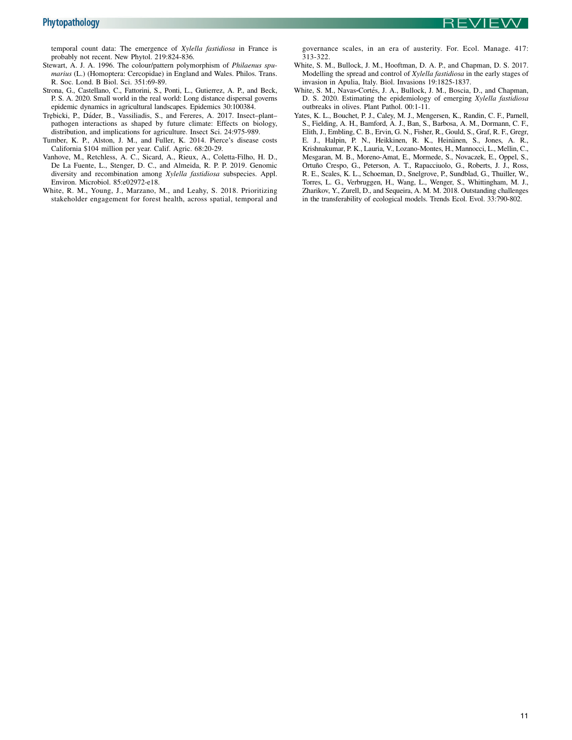temporal count data: The emergence of *Xylella fastidiosa* in France is probably not recent. New Phytol. 219:824-836.

Stewart, A. J. A. 1996. The colour/pattern polymorphism of *Philaenus spumarius* (L.) (Homoptera: Cercopidae) in England and Wales. Philos. Trans. R. Soc. Lond. B Biol. Sci. 351:69-89.

Strona, G., Castellano, C., Fattorini, S., Ponti, L., Gutierrez, A. P., and Beck, P. S. A. 2020. Small world in the real world: Long distance dispersal governs epidemic dynamics in agricultural landscapes. Epidemics 30:100384.

Trębicki, P., Dáder, B., Vassiliadis, S., and Fereres, A. 2017. Insect–plant–pathogen interactions as shaped by future climate: Effects on biology, distribution, and implications for agriculture. Insect Sci. 24:975-989.

Tumber, K. P., Alston, J. M., and Fuller, K. 2014. Pierce's disease costs California $104 million per year. Calif. Agric. 68:20-29.

Vanhove, M., Retchless, A. C., Sicard, A., Rieux, A., Coletta-Filho, H. D., De La Fuente, L., Stenger, D. C., and Almeida, R. P. P. 2019. Genomic diversity and recombination among *Xylella fastidiosa* subspecies. Appl. Environ. Microbiol. 85:e02972-e18.

White, R. M., Young, J., Marzano, M., and Leahy, S. 2018. Prioritizing stakeholder engagement for forest health, across spatial, temporal and governance scales, in an era of austerity. For. Ecol. Manage. 417: 313-322.

White, S. M., Bullock, J. M., Hooftman, D. A. P., and Chapman, D. S. 2017. Modelling the spread and control of *Xylella fastidiosa* in the early stages of invasion in Apulia, Italy. Biol. Invasions 19:1825-1837.

White, S. M., Navas-Cortés, J. A., Bullock, J. M., Boscia, D., and Chapman, D. S. 2020. Estimating the epidemiology of emerging *Xylella fastidiosa* outbreaks in olives. Plant Pathol. 00:1-11.

Yates, K. L., Bouchet, P. J., Caley, M. J., Mengersen, K., Randin, C. F., Parnell, S., Fielding, A. H., Bamford, A. J., Ban, S., Barbosa, A. M., Dormann, C. F., Elith, J., Embling, C. B., Ervin, G. N., Fisher, R., Gould, S., Graf, R. F., Gregr, E. J., Halpin, P. N., Heikkinen, R. K., Heinänen, S., Jones, A. R., Krishnakumar, P. K., Lauria, V., Lozano-Montes, H., Mannocci, L., Mellin, C., Mesgaran, M. B., Moreno-Amat, E., Mormede, S., Novaczek, E., Oppel, S., Ortuño Crespo, G., Peterson, A. T., Rapacciuolo, G., Roberts, J. J., Ross, R. E., Scales, K. L., Schoeman, D., Snelgrove, P., Sundblad, G., Thuiller, W., Torres, L. G., Verbruggen, H., Wang, L., Wenger, S., Whittingham, M. J., Zharikov, Y., Zurell, D., and Sequeira, A. M. M. 2018. Outstanding challenges in the transferability of ecological models. Trends Ecol. Evol. 33:790-802.